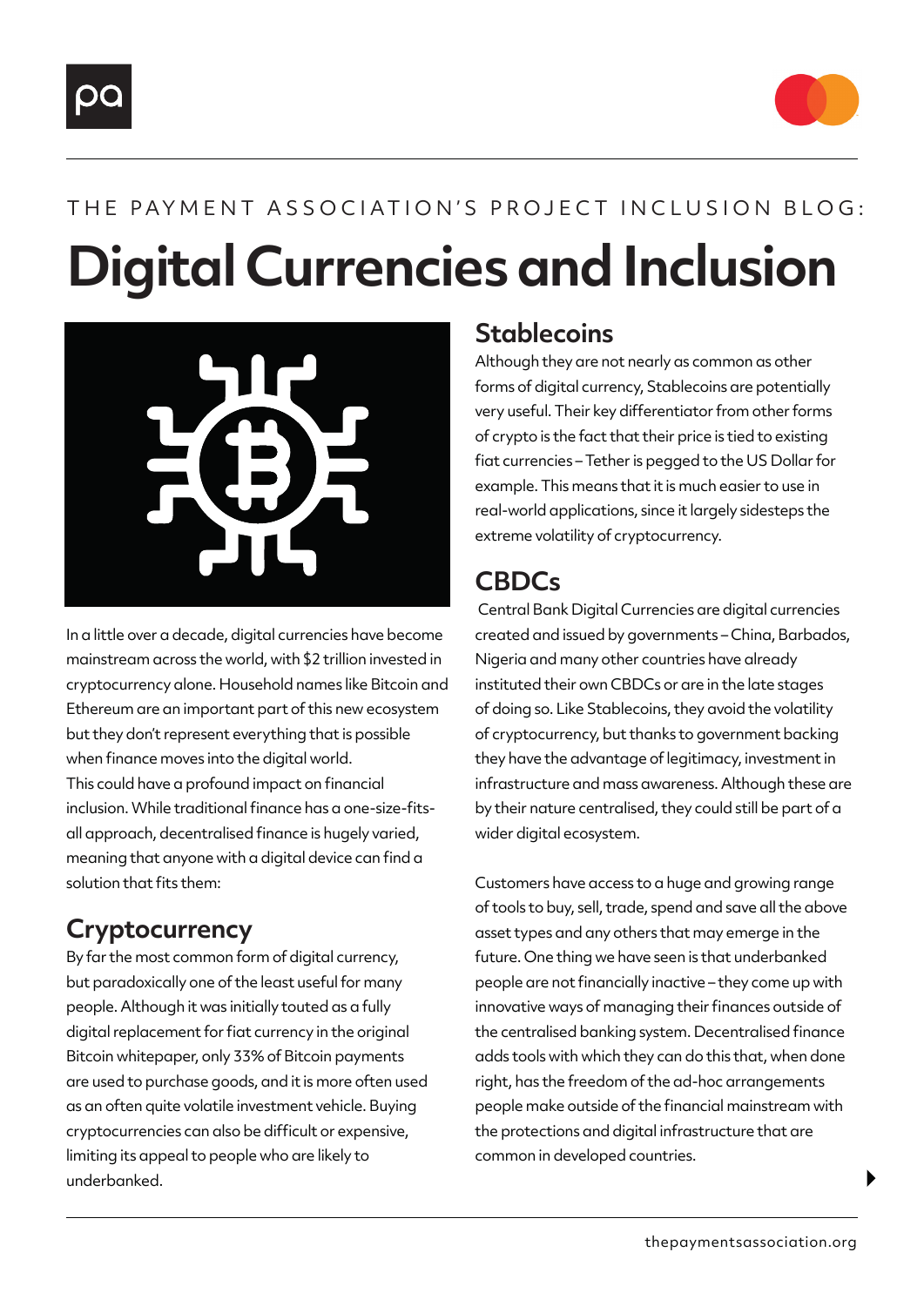THE PAYMENT ASSOCIATION'S PROJECT INCLUSION BLOG:

# Digital Currencies and Inclusion

In a little over a decade, digital currencies have become mainstream across the world, with $2 trillion invested in cryptocurrency alone. Household names like Bitcoin and Ethereum are an important part of this new ecosystem but they don't represent everything that is possible when finance moves into the digital world.

This could have a profound impact on financial inclusion. While traditional finance has a one-size-fits-all approach, decentralised finance is hugely varied, meaning that anyone with a digital device can find a solution that fits them:

## Cryptocurrency

By far the most common form of digital currency, but paradoxically one of the least useful for many people. Although it was initially touted as a fully digital replacement for fiat currency in the original Bitcoin whitepaper, only 33% of Bitcoin payments are used to purchase goods, and it is more often used as an often quite volatile investment vehicle. Buying cryptocurrencies can also be difficult or expensive, limiting its appeal to people who are likely to underbanked.

## Stablecoins

Although they are not nearly as common as other forms of digital currency, Stablecoins are potentially very useful. Their key differentiator from other forms of crypto is the fact that their price is tied to existing fiat currencies – Tether is pegged to the US Dollar for example. This means that it is much easier to use in real-world applications, since it largely sidesteps the extreme volatility of cryptocurrency.

## CBDCs

Central Bank Digital Currencies are digital currencies created and issued by governments – China, Barbados, Nigeria and many other countries have already instituted their own CBDCs or are in the late stages of doing so. Like Stablecoins, they avoid the volatility of cryptocurrency, but thanks to government backing they have the advantage of legitimacy, investment in infrastructure and mass awareness. Although these are by their nature centralised, they could still be part of a wider digital ecosystem.

Customers have access to a huge and growing range of tools to buy, sell, trade, spend and save all the above asset types and any others that may emerge in the future. One thing we have seen is that underbanked people are not financially inactive – they come up with innovative ways of managing their finances outside of the centralised banking system. Decentralised finance adds tools with which they can do this that, when done right, has the freedom of the ad-hoc arrangements people make outside of the financial mainstream with the protections and digital infrastructure that are common in developed countries.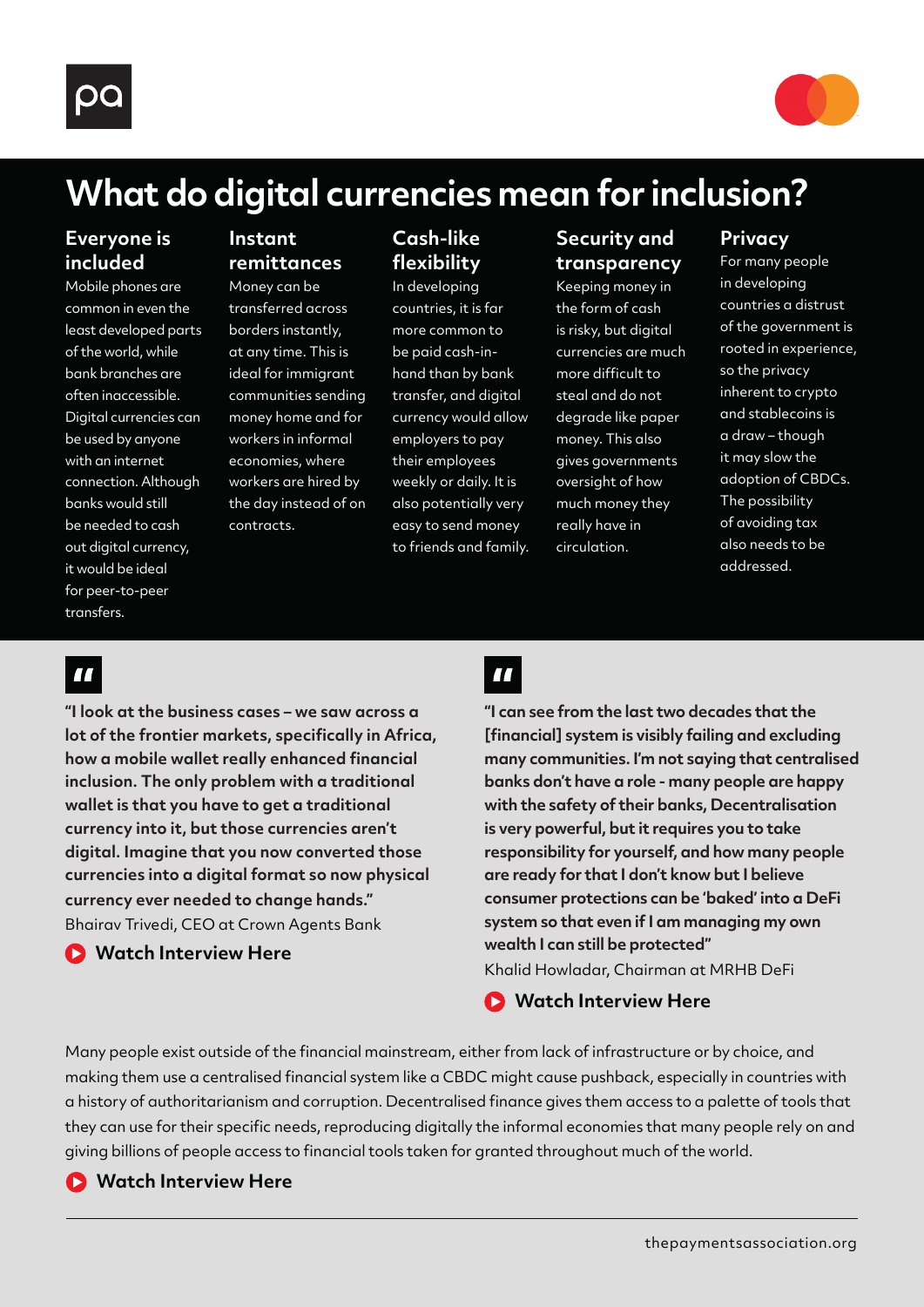# What do digital currencies mean for inclusion?

## Everyone is included

Mobile phones are common in even the least developed parts of the world, while bank branches are often inaccessible. Digital currencies can be used by anyone with an internet connection. Although banks would still be needed to cash out digital currency, it would be ideal for peer-to-peer transfers.

## Instant remittances

Money can be transferred across borders instantly, at any time. This is ideal for immigrant communities sending money home and for workers in informal economies, where workers are hired by the day instead of on contracts.

## Cash-like flexibility

In developing countries, it is far more common to be paid cash-in-hand than by bank transfer, and digital currency would allow employers to pay their employees weekly or daily. It is also potentially very easy to send money to friends and family.

## Security and transparency

Keeping money in the form of cash is risky, but digital currencies are much more difficult to steal and do not degrade like paper money. This also gives governments oversight of how much money they really have in circulation.

## Privacy

For many people in developing countries a distrust of the government is rooted in experience, so the privacy inherent to crypto and stablecoins is a draw – though it may slow the adoption of CBDCs. The possibility of avoiding tax also needs to be addressed.

**"I look at the business cases – we saw across a lot of the frontier markets, specifically in Africa, how a mobile wallet really enhanced financial inclusion. The only problem with a traditional wallet is that you have to get a traditional currency into it, but those currencies aren't digital. Imagine that you now converted those currencies into a digital format so now physical currency ever needed to change hands."**

Bhairav Trivedi, CEO at Crown Agents Bank

**Watch Interview Here**

**"I can see from the last two decades that the [financial] system is visibly failing and excluding many communities. I'm not saying that centralised banks don't have a role - many people are happy with the safety of their banks, Decentralisation is very powerful, but it requires you to take responsibility for yourself, and how many people are ready for that I don't know but I believe consumer protections can be 'baked' into a DeFi system so that even if I am managing my own wealth I can still be protected"**

Khalid Howladar, Chairman at MRHB DeFi

**Watch Interview Here**

Many people exist outside of the financial mainstream, either from lack of infrastructure or by choice, and making them use a centralised financial system like a CBDC might cause pushback, especially in countries with a history of authoritarianism and corruption. Decentralised finance gives them access to a palette of tools that they can use for their specific needs, reproducing digitally the informal economies that many people rely on and giving billions of people access to financial tools taken for granted throughout much of the world.

**Watch Interview Here**

thepaymentsassociation.org